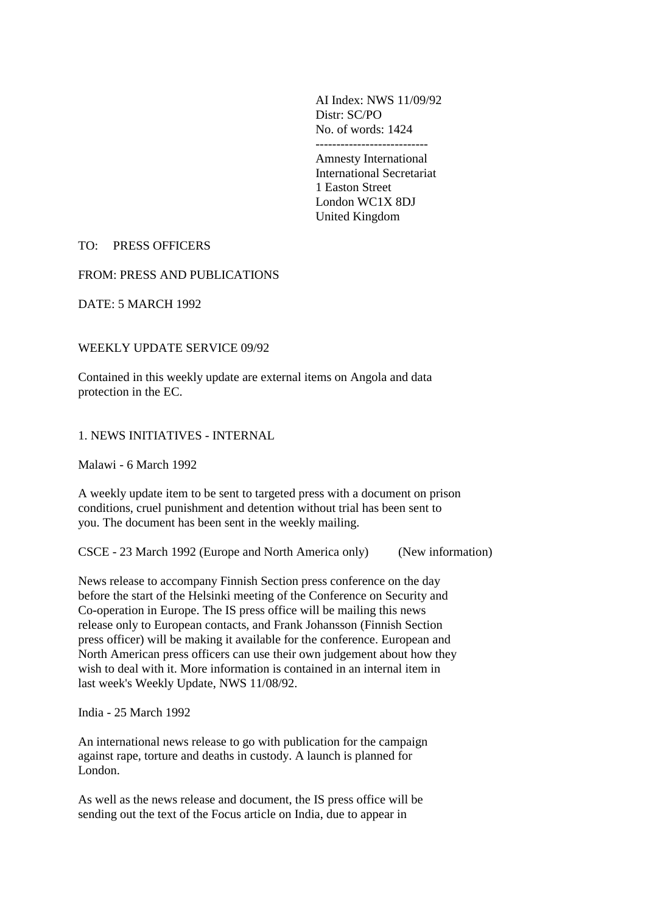AI Index: NWS 11/09/92
Distr: SC/PO
No. of words: 1424

---------------------------

Amnesty International
International Secretariat
1 Easton Street
London WC1X 8DJ
United Kingdom

TO: PRESS OFFICERS

FROM: PRESS AND PUBLICATIONS

DATE: 5 MARCH 1992

WEEKLY UPDATE SERVICE 09/92

Contained in this weekly update are external items on Angola and data protection in the EC.

## 1. NEWS INITIATIVES - INTERNAL

Malawi - 6 March 1992

A weekly update item to be sent to targeted press with a document on prison conditions, cruel punishment and detention without trial has been sent to you. The document has been sent in the weekly mailing.

CSCE - 23 March 1992 (Europe and North America only) (New information)

News release to accompany Finnish Section press conference on the day before the start of the Helsinki meeting of the Conference on Security and Co-operation in Europe. The IS press office will be mailing this news release only to European contacts, and Frank Johansson (Finnish Section press officer) will be making it available for the conference. European and North American press officers can use their own judgement about how they wish to deal with it. More information is contained in an internal item in last week's Weekly Update, NWS 11/08/92.

India - 25 March 1992

An international news release to go with publication for the campaign against rape, torture and deaths in custody. A launch is planned for London.

As well as the news release and document, the IS press office will be sending out the text of the Focus article on India, due to appear in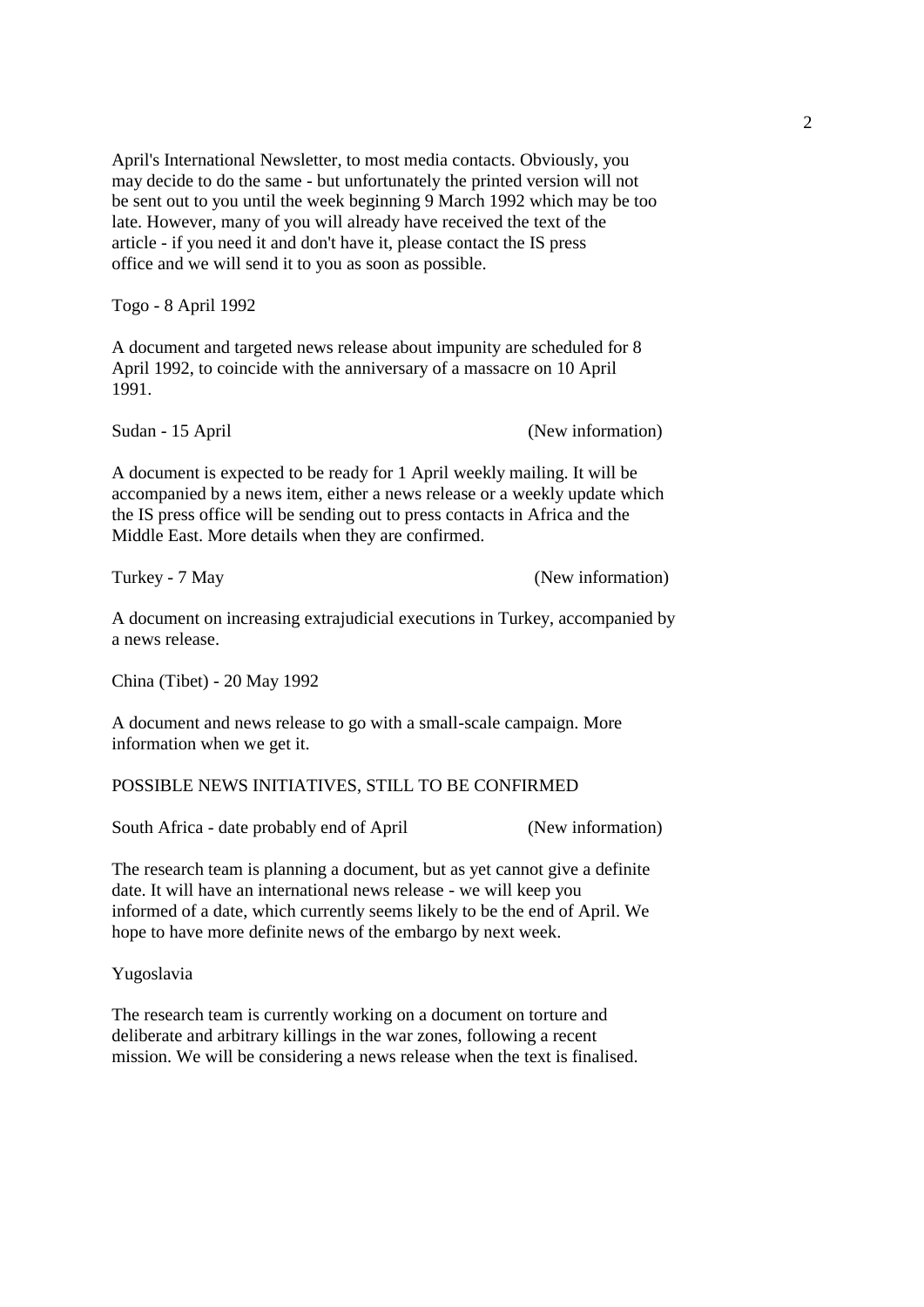April's International Newsletter, to most media contacts. Obviously, you may decide to do the same - but unfortunately the printed version will not be sent out to you until the week beginning 9 March 1992 which may be too late. However, many of you will already have received the text of the article - if you need it and don't have it, please contact the IS press office and we will send it to you as soon as possible.

Togo - 8 April 1992

A document and targeted news release about impunity are scheduled for 8 April 1992, to coincide with the anniversary of a massacre on 10 April 1991.

Sudan - 15 April (New information)

A document is expected to be ready for 1 April weekly mailing. It will be accompanied by a news item, either a news release or a weekly update which the IS press office will be sending out to press contacts in Africa and the Middle East. More details when they are confirmed.

Turkey - 7 May (New information)

A document on increasing extrajudicial executions in Turkey, accompanied by a news release.

China (Tibet) - 20 May 1992

A document and news release to go with a small-scale campaign. More information when we get it.

POSSIBLE NEWS INITIATIVES, STILL TO BE CONFIRMED

South Africa - date probably end of April (New information)

The research team is planning a document, but as yet cannot give a definite date. It will have an international news release - we will keep you informed of a date, which currently seems likely to be the end of April. We hope to have more definite news of the embargo by next week.

Yugoslavia

The research team is currently working on a document on torture and deliberate and arbitrary killings in the war zones, following a recent mission. We will be considering a news release when the text is finalised.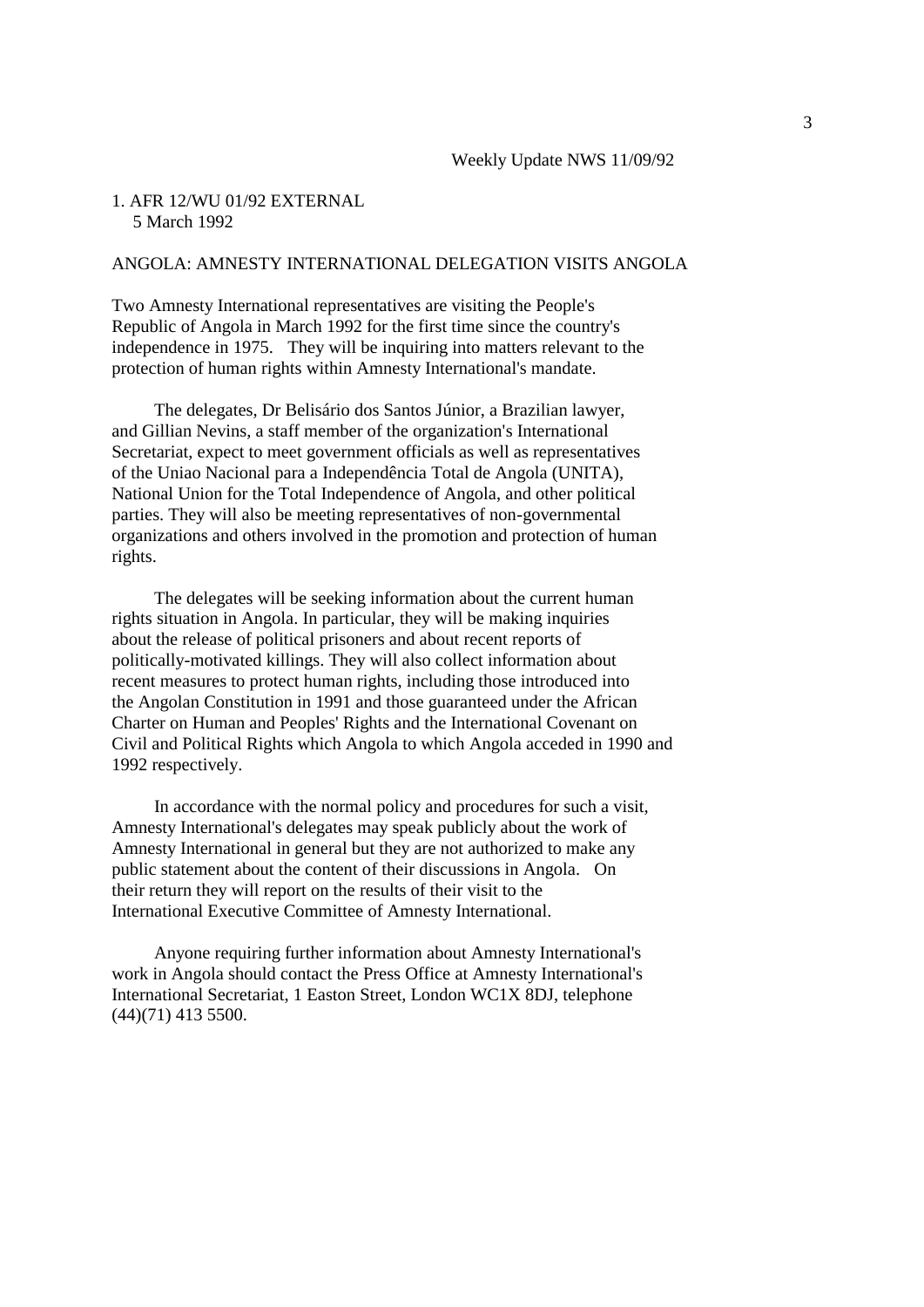1. AFR 12/WU 01/92 EXTERNAL
   5 March 1992

ANGOLA: AMNESTY INTERNATIONAL DELEGATION VISITS ANGOLA

Two Amnesty International representatives are visiting the People's Republic of Angola in March 1992 for the first time since the country's independence in 1975. They will be inquiring into matters relevant to the protection of human rights within Amnesty International's mandate.

The delegates, Dr Belisário dos Santos Júnior, a Brazilian lawyer, and Gillian Nevins, a staff member of the organization's International Secretariat, expect to meet government officials as well as representatives of the Uniao Nacional para a Independência Total de Angola (UNITA), National Union for the Total Independence of Angola, and other political parties. They will also be meeting representatives of non-governmental organizations and others involved in the promotion and protection of human rights.

The delegates will be seeking information about the current human rights situation in Angola. In particular, they will be making inquiries about the release of political prisoners and about recent reports of politically-motivated killings. They will also collect information about recent measures to protect human rights, including those introduced into the Angolan Constitution in 1991 and those guaranteed under the African Charter on Human and Peoples' Rights and the International Covenant on Civil and Political Rights which Angola to which Angola acceded in 1990 and 1992 respectively.

In accordance with the normal policy and procedures for such a visit, Amnesty International's delegates may speak publicly about the work of Amnesty International in general but they are not authorized to make any public statement about the content of their discussions in Angola. On their return they will report on the results of their visit to the International Executive Committee of Amnesty International.

Anyone requiring further information about Amnesty International's work in Angola should contact the Press Office at Amnesty International's International Secretariat, 1 Easton Street, London WC1X 8DJ, telephone (44)(71) 413 5500.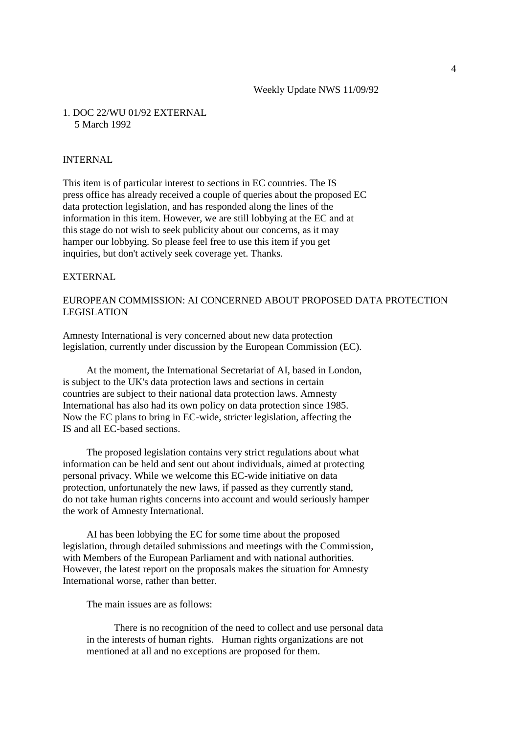Weekly Update NWS 11/09/92

1. DOC 22/WU 01/92 EXTERNAL
   5 March 1992

INTERNAL

This item is of particular interest to sections in EC countries. The IS press office has already received a couple of queries about the proposed EC data protection legislation, and has responded along the lines of the information in this item. However, we are still lobbying at the EC and at this stage do not wish to seek publicity about our concerns, as it may hamper our lobbying. So please feel free to use this item if you get inquiries, but don't actively seek coverage yet. Thanks.

EXTERNAL

EUROPEAN COMMISSION: AI CONCERNED ABOUT PROPOSED DATA PROTECTION LEGISLATION

Amnesty International is very concerned about new data protection legislation, currently under discussion by the European Commission (EC).

At the moment, the International Secretariat of AI, based in London, is subject to the UK's data protection laws and sections in certain countries are subject to their national data protection laws. Amnesty International has also had its own policy on data protection since 1985. Now the EC plans to bring in EC-wide, stricter legislation, affecting the IS and all EC-based sections.

The proposed legislation contains very strict regulations about what information can be held and sent out about individuals, aimed at protecting personal privacy. While we welcome this EC-wide initiative on data protection, unfortunately the new laws, if passed as they currently stand, do not take human rights concerns into account and would seriously hamper the work of Amnesty International.

AI has been lobbying the EC for some time about the proposed legislation, through detailed submissions and meetings with the Commission, with Members of the European Parliament and with national authorities. However, the latest report on the proposals makes the situation for Amnesty International worse, rather than better.

The main issues are as follows:

There is no recognition of the need to collect and use personal data in the interests of human rights. Human rights organizations are not mentioned at all and no exceptions are proposed for them.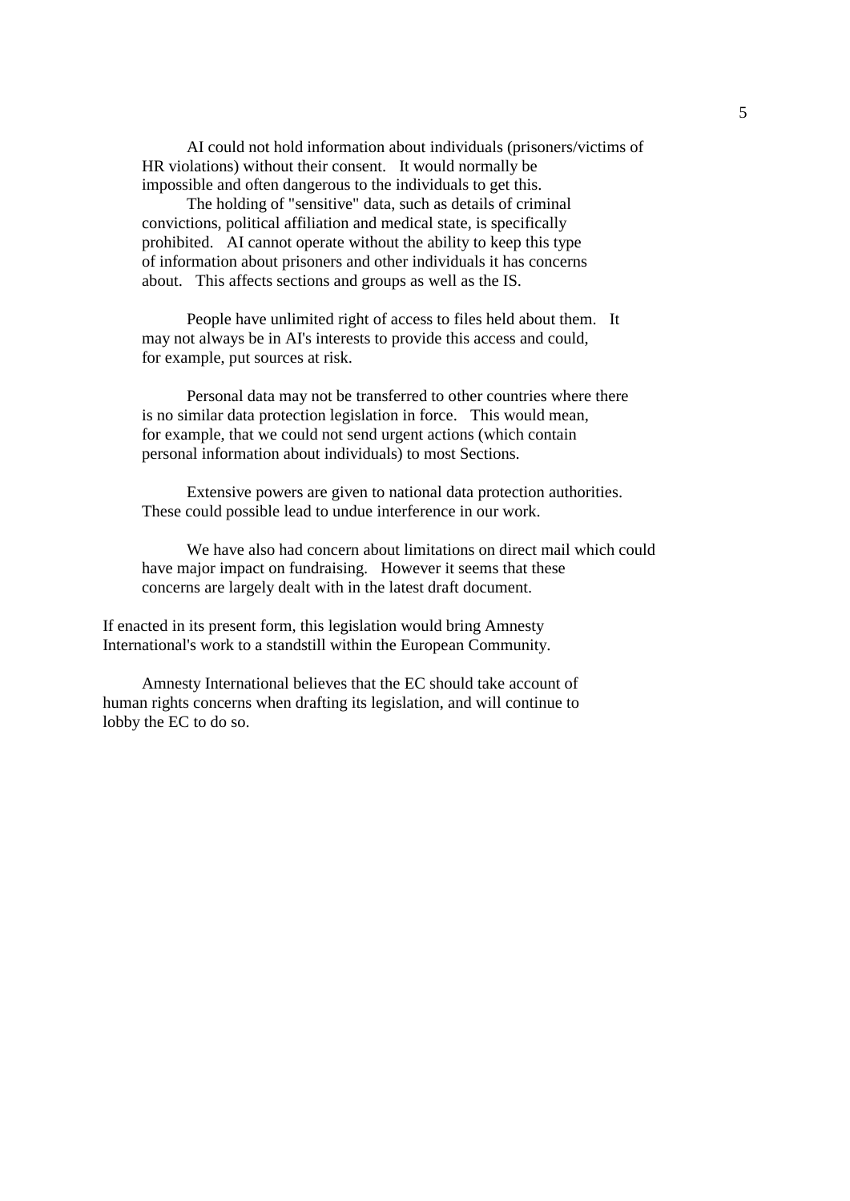AI could not hold information about individuals (prisoners/victims of HR violations) without their consent. It would normally be impossible and often dangerous to the individuals to get this.

The holding of "sensitive" data, such as details of criminal convictions, political affiliation and medical state, is specifically prohibited. AI cannot operate without the ability to keep this type of information about prisoners and other individuals it has concerns about. This affects sections and groups as well as the IS.

People have unlimited right of access to files held about them. It may not always be in AI's interests to provide this access and could, for example, put sources at risk.

Personal data may not be transferred to other countries where there is no similar data protection legislation in force. This would mean, for example, that we could not send urgent actions (which contain personal information about individuals) to most Sections.

Extensive powers are given to national data protection authorities. These could possible lead to undue interference in our work.

We have also had concern about limitations on direct mail which could have major impact on fundraising. However it seems that these concerns are largely dealt with in the latest draft document.

If enacted in its present form, this legislation would bring Amnesty International's work to a standstill within the European Community.

Amnesty International believes that the EC should take account of human rights concerns when drafting its legislation, and will continue to lobby the EC to do so.